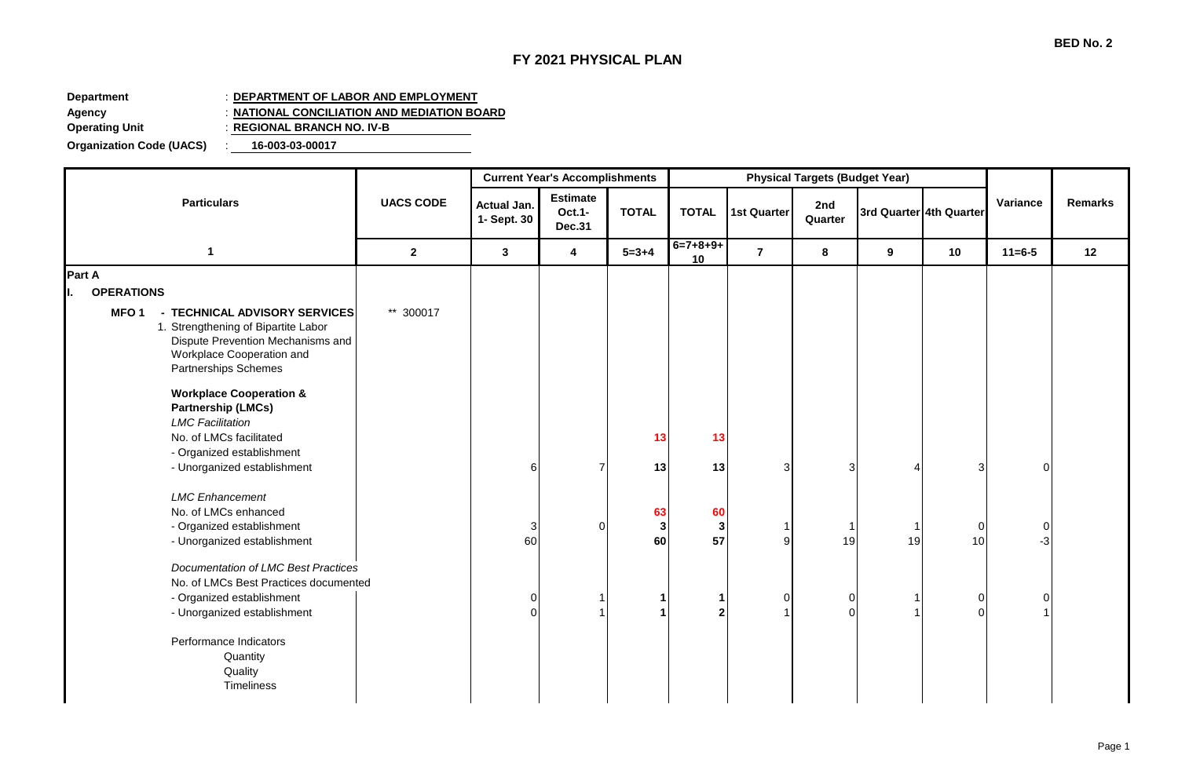BED No. 2

# FY 2021 PHYSICAL PLAN

**Department** : **DEPARTMENT OF LABOR AND EMPLOYMENT**
**Agency** : **NATIONAL CONCILIATION AND MEDIATION BOARD**
**Operating Unit** : **REGIONAL BRANCH NO. IV-B**
**Organization Code (UACS)** : **16-003-03-00017**

| Particulars | UACS CODE | Current Year's Accomplishments | | | Physical Targets (Budget Year) | | | | | Variance | Remarks |
|---|---|---|---|---|---|---|---|---|---|---|---|
| | | Actual Jan. 1- Sept. 30 | Estimate Oct.1- Dec.31 | TOTAL | TOTAL | 1st Quarter | 2nd Quarter | 3rd Quarter | 4th Quarter | | |
| 1 | 2 | 3 | 4 | 5=3+4 | 6=7+8+9+10 | 7 | 8 | 9 | 10 | 11=6-5 | 12 |
| **Part A** | | | | | | | | | | | |
| **I. OPERATIONS** | | | | | | | | | | | |
| **MFO 1 - TECHNICAL ADVISORY SERVICES** | ** 300017 | | | | | | | | | | |
| 1. Strengthening of Bipartite Labor Dispute Prevention Mechanisms and Workplace Cooperation and Partnerships Schemes | | | | | | | | | | | |
| **Workplace Cooperation & Partnership (LMCs)** | | | | | | | | | | | |
| *LMC Facilitation* | | | | | | | | | | | |
| No. of LMCs facilitated | | | | **13** | **13** | | | | | | |
| - Organized establishment | | | | | | | | | | | |
| - Unorganized establishment | | 6 | 7 | **13** | **13** | 3 | 3 | 4 | 3 | 0 | |
| *LMC Enhancement* | | | | | | | | | | | |
| No. of LMCs enhanced | | | | **63** | **60** | | | | | | |
| - Organized establishment | | 3 | 0 | **3** | **3** | 1 | 1 | 1 | 0 | 0 | |
| - Unorganized establishment | | 60 | | **60** | **57** | 9 | 19 | 19 | 10 | -3 | |
| *Documentation of LMC Best Practices* | | | | | | | | | | | |
| No. of LMCs Best Practices documented | | | | | | | | | | | |
| - Organized establishment | | 0 | 1 | **1** | **1** | 0 | 0 | 1 | 0 | 0 | |
| - Unorganized establishment | | 0 | 1 | **1** | **2** | 1 | 0 | 1 | 0 | 1 | |
| Performance Indicators | | | | | | | | | | | |
| Quantity | | | | | | | | | | | |
| Quality | | | | | | | | | | | |
| Timeliness | | | | | | | | | | | |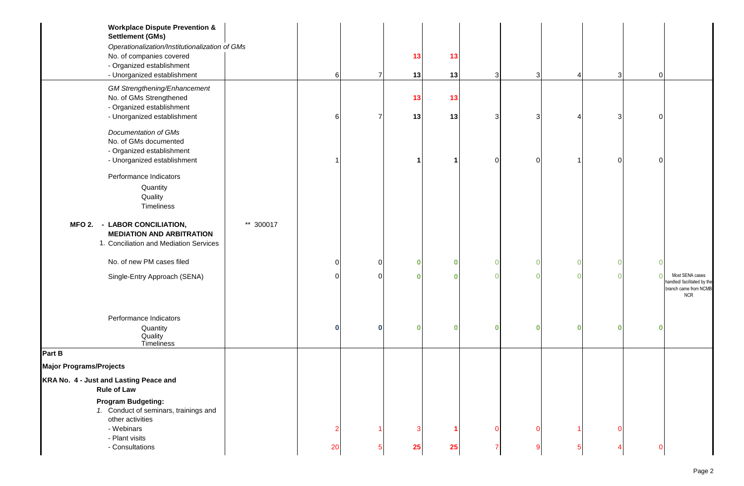| | | | | | | | | | | | |
|---|---|---|---|---|---|---|---|---|---|---|---|
| **Workplace Dispute Prevention & Settlement (GMs)** | | | | | | | | | | | |
| *Operationalization/Institutionalization of GMs* | | | | | | | | | | | |
| No. of companies covered | | | | 13 | 13 | | | | | | |
| - Organized establishment | | | | | | | | | | | |
| - Unorganized establishment | | 6 | 7 | 13 | 13 | 3 | 3 | 4 | 3 | 0 | |
| *GM Strengthening/Enhancement* | | | | | | | | | | | |
| No. of GMs Strengthened | | | | 13 | 13 | | | | | | |
| - Organized establishment | | | | | | | | | | | |
| - Unorganized establishment | | 6 | 7 | 13 | 13 | 3 | 3 | 4 | 3 | 0 | |
| *Documentation of GMs* | | | | | | | | | | | |
| No. of GMs documented | | | | | | | | | | | |
| - Organized establishment | | | | | | | | | | | |
| - Unorganized establishment | | 1 | | 1 | 1 | 0 | 0 | 1 | 0 | 0 | |
| Performance Indicators | | | | | | | | | | | |
| Quantity | | | | | | | | | | | |
| Quality | | | | | | | | | | | |
| Timeliness | | | | | | | | | | | |
| **MFO 2. - LABOR CONCILIATION, MEDIATION AND ARBITRATION** | ** 300017 | | | | | | | | | | |
| 1. Conciliation and Mediation Services | | | | | | | | | | | |
| No. of new PM cases filed | | 0 | 0 | 0 | 0 | 0 | 0 | 0 | 0 | 0 | |
| Single-Entry Approach (SENA) | | 0 | 0 | 0 | 0 | 0 | 0 | 0 | 0 | 0 | Most SENA cases handled/ facilitated by the branch came from NCMB NCR |
| Performance Indicators | | | | | | | | | | | |
| Quantity | | 0 | 0 | 0 | 0 | 0 | 0 | 0 | 0 | 0 | |
| Quality | | | | | | | | | | | |
| Timeliness | | | | | | | | | | | |
| **Part B** | | | | | | | | | | | |
| **Major Programs/Projects** | | | | | | | | | | | |
| **KRA No. 4 - Just and Lasting Peace and Rule of Law** | | | | | | | | | | | |
| **Program Budgeting:** | | | | | | | | | | | |
| 1. Conduct of seminars, trainings and other activities | | | | | | | | | | | |
| - Webinars | | 2 | 1 | 3 | 1 | 0 | 0 | 1 | 0 | | |
| - Plant visits | | | | | | | | | | | |
| - Consultations | | 20 | 5 | 25 | 25 | 7 | 9 | 5 | 4 | 0 | |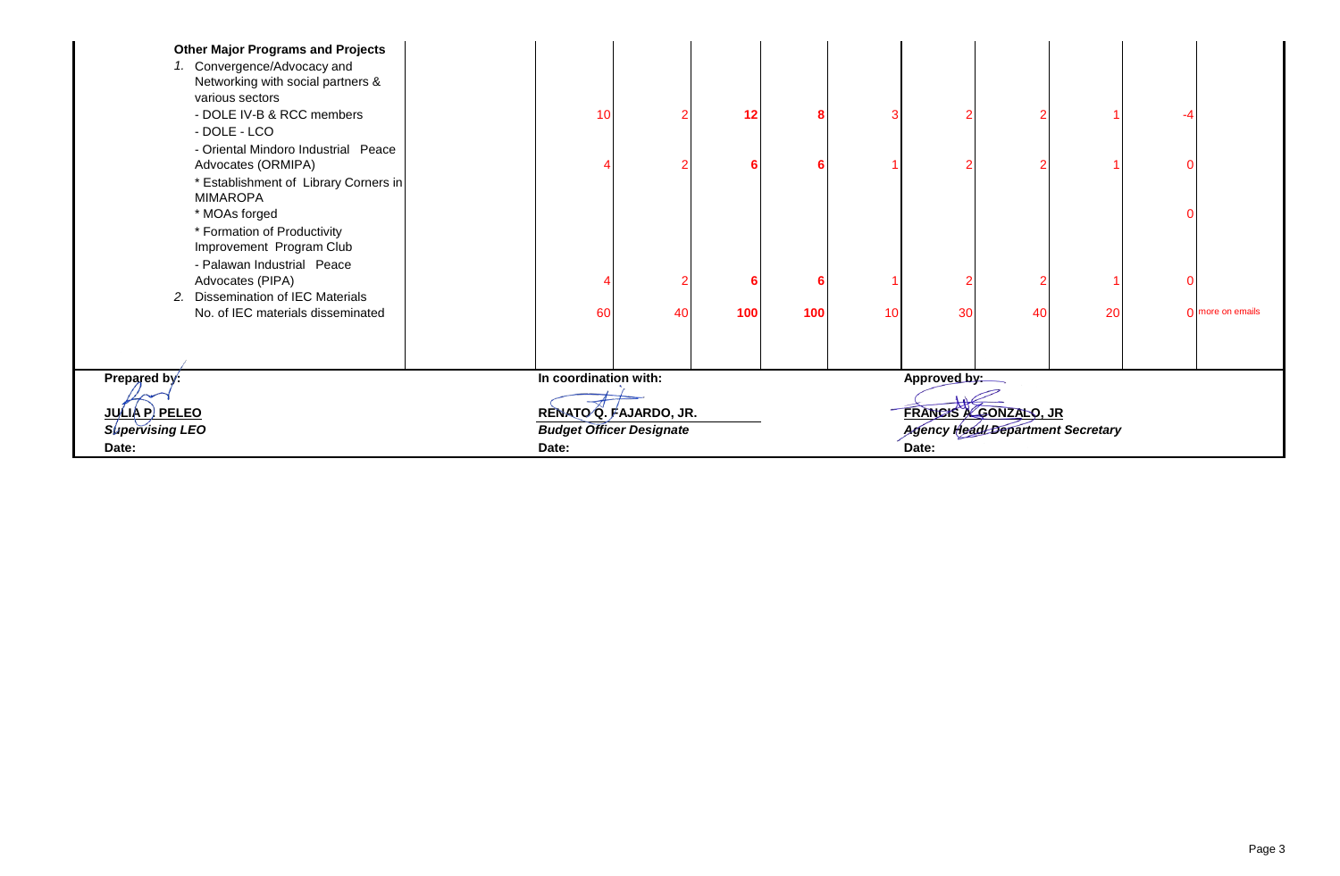| | | | | | | | | | | | |
|---|---|---|---|---|---|---|---|---|---|---|---|
| **Other Major Programs and Projects** | | | | | | | | | | | |
| 1. Convergence/Advocacy and Networking with social partners & various sectors | | | | | | | | | | | |
| - DOLE IV-B & RCC members | | 10 | 2 | **12** | **8** | 3 | 2 | 2 | 1 | -4 | |
| - DOLE - LCO | | | | | | | | | | | |
| - Oriental Mindoro Industrial Peace Advocates (ORMIPA) | | 4 | 2 | **6** | **6** | 1 | 2 | 2 | 1 | 0 | |
| * Establishment of Library Corners in MIMAROPA | | | | | | | | | | | |
| * MOAs forged | | | | | | | | | | 0 | |
| * Formation of Productivity Improvement Program Club | | | | | | | | | | | |
| - Palawan Industrial Peace Advocates (PIPA) | | 4 | 2 | **6** | **6** | 1 | 2 | 2 | 1 | 0 | |
| 2. Dissemination of IEC Materials | | | | | | | | | | | |
| No. of IEC materials disseminated | | 60 | 40 | **100** | **100** | 10 | 30 | 40 | 20 | 0 | more on emails |

| | | |
|---|---|---|
| **Prepared by:** | **In coordination with:** | **Approved by:** |
| **JULIA P. PELEO** | **RENATO Q. FAJARDO, JR.** | **FRANCIS A. GONZALO, JR** |
| ***Supervising LEO*** | ***Budget Officer Designate*** | ***Agency Head/ Department Secretary*** |
| **Date:** | **Date:** | **Date:** |